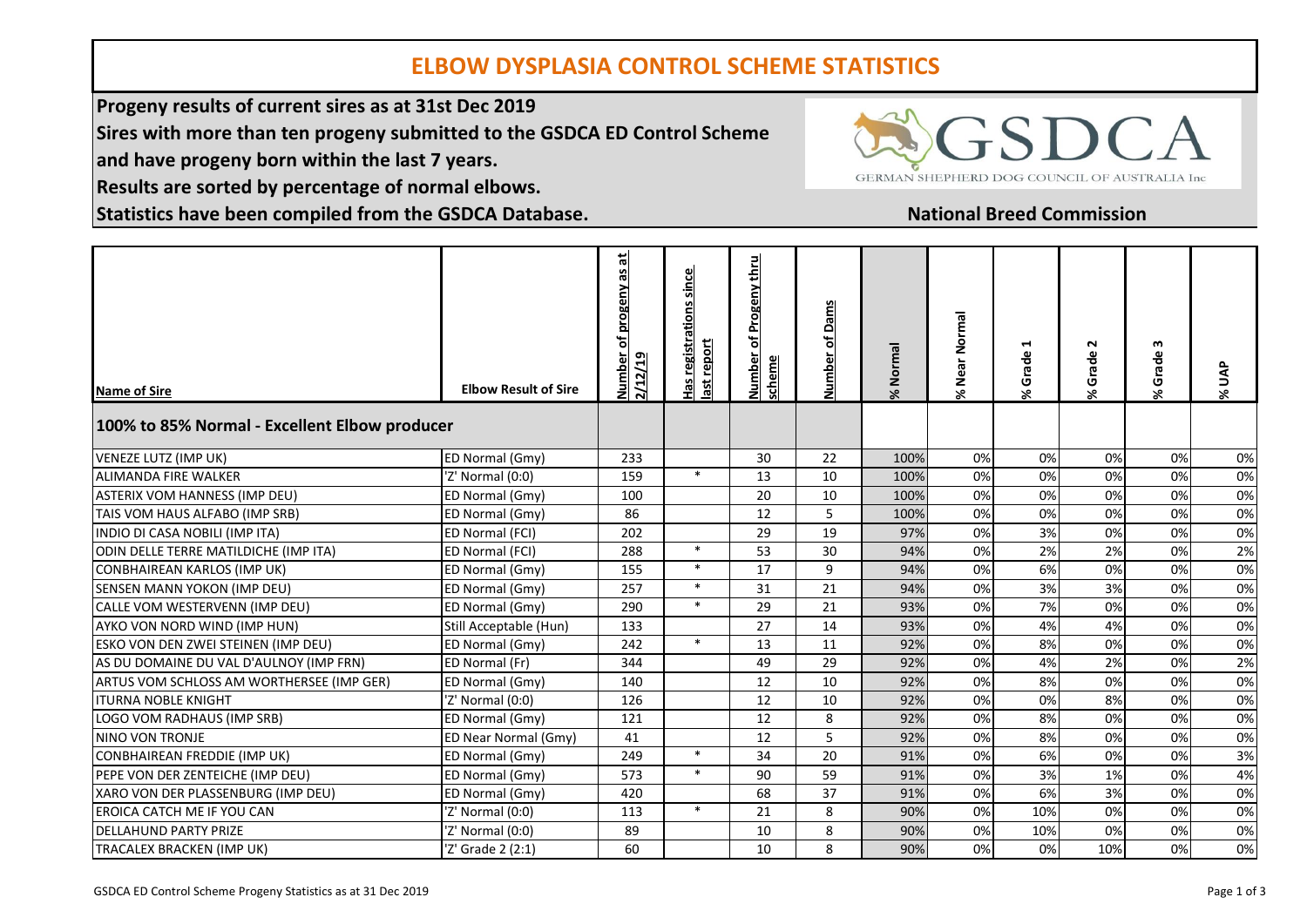# ELBOW DYSPLASIA CONTROL SCHEME STATISTICS

**Progeny results of current sires as at 31st Dec 2019**

**Sires with more than ten progeny submitted to the GSDCA ED Control Scheme**

**and have progeny born within the last 7 years.**

**Results are sorted by percentage of normal elbows.**

**Statistics have been compiled from the GSDCA Database.**

GSDCA — GERMAN SHEPHERD DOG COUNCIL OF AUSTRALIA Inc

**National Breed Commission**

| Name of Sire | Elbow Result of Sire | Number of progeny as at 2/12/19 | Has registrations since last report | Number of Progeny thru scheme | Number of Dams | % Normal | % Near Normal | % Grade 1 | % Grade 2 | % Grade 3 | % UAP |
|---|---|---|---|---|---|---|---|---|---|---|---|
| **100% to 85% Normal - Excellent Elbow producer** | | | | | | | | | | | |
| VENEZE LUTZ (IMP UK) | ED Normal (Gmy) | 233 | | 30 | 22 | 100% | 0% | 0% | 0% | 0% | 0% |
| ALIMANDA FIRE WALKER | 'Z' Normal (0:0) | 159 | * | 13 | 10 | 100% | 0% | 0% | 0% | 0% | 0% |
| ASTERIX VOM HANNESS (IMP DEU) | ED Normal (Gmy) | 100 | | 20 | 10 | 100% | 0% | 0% | 0% | 0% | 0% |
| TAIS VOM HAUS ALFABO (IMP SRB) | ED Normal (Gmy) | 86 | | 12 | 5 | 100% | 0% | 0% | 0% | 0% | 0% |
| INDIO DI CASA NOBILI (IMP ITA) | ED Normal (FCI) | 202 | | 29 | 19 | 97% | 0% | 3% | 0% | 0% | 0% |
| ODIN DELLE TERRE MATILDICHE (IMP ITA) | ED Normal (FCI) | 288 | * | 53 | 30 | 94% | 0% | 2% | 2% | 0% | 2% |
| CONBHAIREAN KARLOS (IMP UK) | ED Normal (Gmy) | 155 | * | 17 | 9 | 94% | 0% | 6% | 0% | 0% | 0% |
| SENSEN MANN YOKON (IMP DEU) | ED Normal (Gmy) | 257 | * | 31 | 21 | 94% | 0% | 3% | 3% | 0% | 0% |
| CALLE VOM WESTERVENN (IMP DEU) | ED Normal (Gmy) | 290 | * | 29 | 21 | 93% | 0% | 7% | 0% | 0% | 0% |
| AYKO VON NORD WIND (IMP HUN) | Still Acceptable (Hun) | 133 | | 27 | 14 | 93% | 0% | 4% | 4% | 0% | 0% |
| ESKO VON DEN ZWEI STEINEN (IMP DEU) | ED Normal (Gmy) | 242 | * | 13 | 11 | 92% | 0% | 8% | 0% | 0% | 0% |
| AS DU DOMAINE DU VAL D'AULNOY (IMP FRN) | ED Normal (Fr) | 344 | | 49 | 29 | 92% | 0% | 4% | 2% | 0% | 2% |
| ARTUS VOM SCHLOSS AM WORTHERSEE (IMP GER) | ED Normal (Gmy) | 140 | | 12 | 10 | 92% | 0% | 8% | 0% | 0% | 0% |
| ITURNA NOBLE KNIGHT | 'Z' Normal (0:0) | 126 | | 12 | 10 | 92% | 0% | 0% | 8% | 0% | 0% |
| LOGO VOM RADHAUS (IMP SRB) | ED Normal (Gmy) | 121 | | 12 | 8 | 92% | 0% | 8% | 0% | 0% | 0% |
| NINO VON TRONJE | ED Near Normal (Gmy) | 41 | | 12 | 5 | 92% | 0% | 8% | 0% | 0% | 0% |
| CONBHAIREAN FREDDIE (IMP UK) | ED Normal (Gmy) | 249 | * | 34 | 20 | 91% | 0% | 6% | 0% | 0% | 3% |
| PEPE VON DER ZENTEICHE (IMP DEU) | ED Normal (Gmy) | 573 | * | 90 | 59 | 91% | 0% | 3% | 1% | 0% | 4% |
| XARO VON DER PLASSENBURG (IMP DEU) | ED Normal (Gmy) | 420 | | 68 | 37 | 91% | 0% | 6% | 3% | 0% | 0% |
| EROICA CATCH ME IF YOU CAN | 'Z' Normal (0:0) | 113 | * | 21 | 8 | 90% | 0% | 10% | 0% | 0% | 0% |
| DELLAHUND PARTY PRIZE | 'Z' Normal (0:0) | 89 | | 10 | 8 | 90% | 0% | 10% | 0% | 0% | 0% |
| TRACALEX BRACKEN (IMP UK) | 'Z' Grade 2 (2:1) | 60 | | 10 | 8 | 90% | 0% | 0% | 10% | 0% | 0% |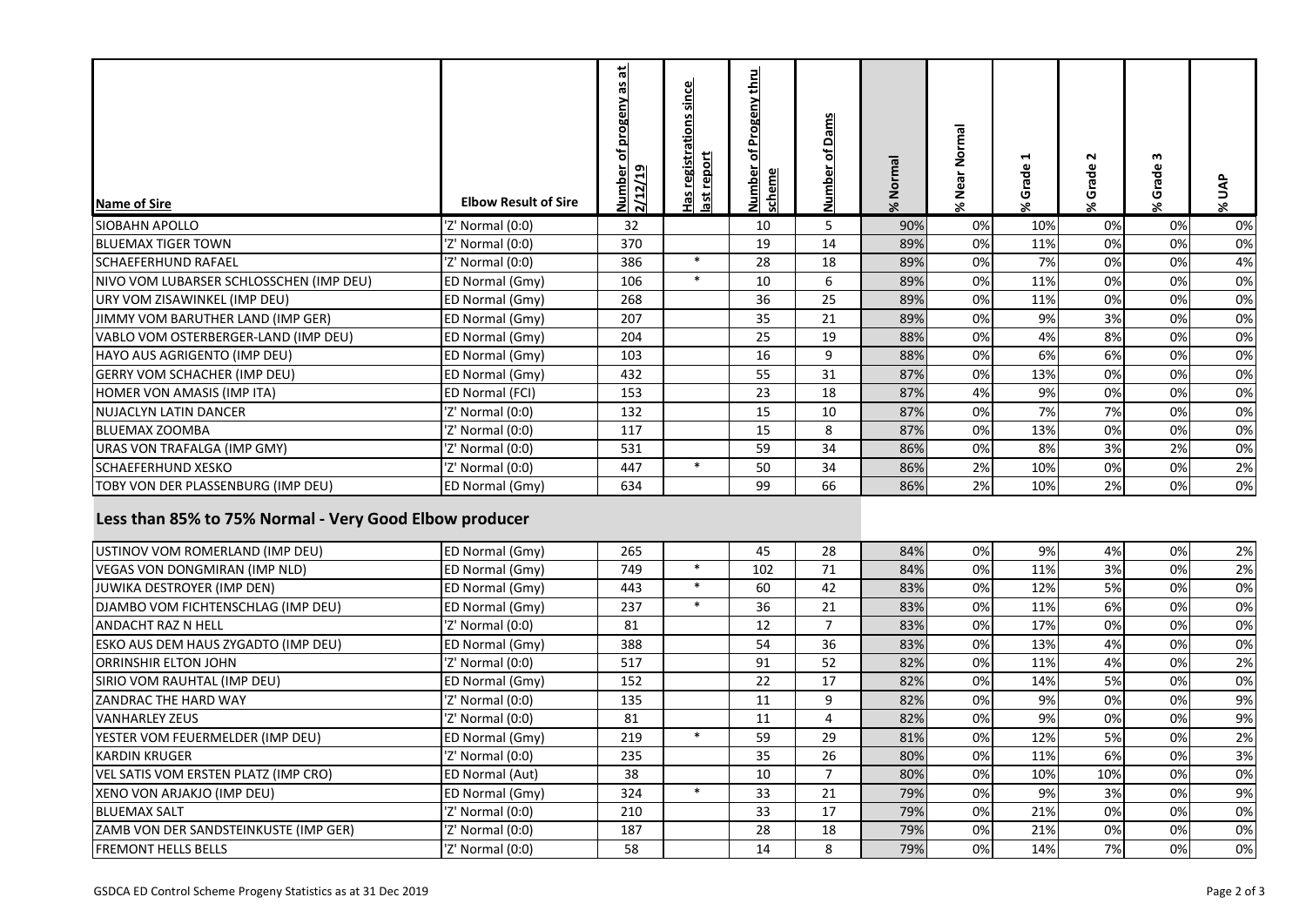| Name of Sire | Elbow Result of Sire | Number of progeny as at 2/12/19 | Has registrations since last report | Number of Progeny thru scheme | Number of Dams | % Normal | % Near Normal | % Grade 1 | % Grade 2 | % Grade 3 | % UAP |
|---|---|---|---|---|---|---|---|---|---|---|---|
| SIOBAHN APOLLO | 'Z' Normal (0:0) | 32 | | 10 | 5 | 90% | 0% | 10% | 0% | 0% | 0% |
| BLUEMAX TIGER TOWN | 'Z' Normal (0:0) | 370 | | 19 | 14 | 89% | 0% | 11% | 0% | 0% | 0% |
| SCHAEFERHUND RAFAEL | 'Z' Normal (0:0) | 386 | * | 28 | 18 | 89% | 0% | 7% | 0% | 0% | 4% |
| NIVO VOM LUBARSER SCHLOSSCHEN (IMP DEU) | ED Normal (Gmy) | 106 | * | 10 | 6 | 89% | 0% | 11% | 0% | 0% | 0% |
| URY VOM ZISAWINKEL (IMP DEU) | ED Normal (Gmy) | 268 | | 36 | 25 | 89% | 0% | 11% | 0% | 0% | 0% |
| JIMMY VOM BARUTHER LAND (IMP GER) | ED Normal (Gmy) | 207 | | 35 | 21 | 89% | 0% | 9% | 3% | 0% | 0% |
| VABLO VOM OSTERBERGER-LAND (IMP DEU) | ED Normal (Gmy) | 204 | | 25 | 19 | 88% | 0% | 4% | 8% | 0% | 0% |
| HAYO AUS AGRIGENTO (IMP DEU) | ED Normal (Gmy) | 103 | | 16 | 9 | 88% | 0% | 6% | 6% | 0% | 0% |
| GERRY VOM SCHACHER (IMP DEU) | ED Normal (Gmy) | 432 | | 55 | 31 | 87% | 0% | 13% | 0% | 0% | 0% |
| HOMER VON AMASIS (IMP ITA) | ED Normal (FCI) | 153 | | 23 | 18 | 87% | 4% | 9% | 0% | 0% | 0% |
| NUJACLYN LATIN DANCER | 'Z' Normal (0:0) | 132 | | 15 | 10 | 87% | 0% | 7% | 7% | 0% | 0% |
| BLUEMAX ZOOMBA | 'Z' Normal (0:0) | 117 | | 15 | 8 | 87% | 0% | 13% | 0% | 0% | 0% |
| URAS VON TRAFALGA (IMP GMY) | 'Z' Normal (0:0) | 531 | | 59 | 34 | 86% | 0% | 8% | 3% | 2% | 0% |
| SCHAEFERHUND XESKO | 'Z' Normal (0:0) | 447 | * | 50 | 34 | 86% | 2% | 10% | 0% | 0% | 2% |
| TOBY VON DER PLASSENBURG (IMP DEU) | ED Normal (Gmy) | 634 | | 99 | 66 | 86% | 2% | 10% | 2% | 0% | 0% |
| **Less than 85% to 75% Normal - Very Good Elbow producer** | | | | | | | | | | | |
| USTINOV VOM ROMERLAND (IMP DEU) | ED Normal (Gmy) | 265 | | 45 | 28 | 84% | 0% | 9% | 4% | 0% | 2% |
| VEGAS VON DONGMIRAN (IMP NLD) | ED Normal (Gmy) | 749 | * | 102 | 71 | 84% | 0% | 11% | 3% | 0% | 2% |
| JUWIKA DESTROYER (IMP DEN) | ED Normal (Gmy) | 443 | * | 60 | 42 | 83% | 0% | 12% | 5% | 0% | 0% |
| DJAMBO VOM FICHTENSCHLAG (IMP DEU) | ED Normal (Gmy) | 237 | * | 36 | 21 | 83% | 0% | 11% | 6% | 0% | 0% |
| ANDACHT RAZ N HELL | 'Z' Normal (0:0) | 81 | | 12 | 7 | 83% | 0% | 17% | 0% | 0% | 0% |
| ESKO AUS DEM HAUS ZYGADTO (IMP DEU) | ED Normal (Gmy) | 388 | | 54 | 36 | 83% | 0% | 13% | 4% | 0% | 0% |
| ORRINSHIR ELTON JOHN | 'Z' Normal (0:0) | 517 | | 91 | 52 | 82% | 0% | 11% | 4% | 0% | 2% |
| SIRIO VOM RAUHTAL (IMP DEU) | ED Normal (Gmy) | 152 | | 22 | 17 | 82% | 0% | 14% | 5% | 0% | 0% |
| ZANDRAC THE HARD WAY | 'Z' Normal (0:0) | 135 | | 11 | 9 | 82% | 0% | 9% | 0% | 0% | 9% |
| VANHARLEY ZEUS | 'Z' Normal (0:0) | 81 | | 11 | 4 | 82% | 0% | 9% | 0% | 0% | 9% |
| YESTER VOM FEUERMELDER (IMP DEU) | ED Normal (Gmy) | 219 | * | 59 | 29 | 81% | 0% | 12% | 5% | 0% | 2% |
| KARDIN KRUGER | 'Z' Normal (0:0) | 235 | | 35 | 26 | 80% | 0% | 11% | 6% | 0% | 3% |
| VEL SATIS VOM ERSTEN PLATZ (IMP CRO) | ED Normal (Aut) | 38 | | 10 | 7 | 80% | 0% | 10% | 10% | 0% | 0% |
| XENO VON ARJAKJO (IMP DEU) | ED Normal (Gmy) | 324 | * | 33 | 21 | 79% | 0% | 9% | 3% | 0% | 9% |
| BLUEMAX SALT | 'Z' Normal (0:0) | 210 | | 33 | 17 | 79% | 0% | 21% | 0% | 0% | 0% |
| ZAMB VON DER SANDSTEINKUSTE (IMP GER) | 'Z' Normal (0:0) | 187 | | 28 | 18 | 79% | 0% | 21% | 0% | 0% | 0% |
| FREMONT HELLS BELLS | 'Z' Normal (0:0) | 58 | | 14 | 8 | 79% | 0% | 14% | 7% | 0% | 0% |

GSDCA ED Control Scheme Progeny Statistics as at 31 Dec 2019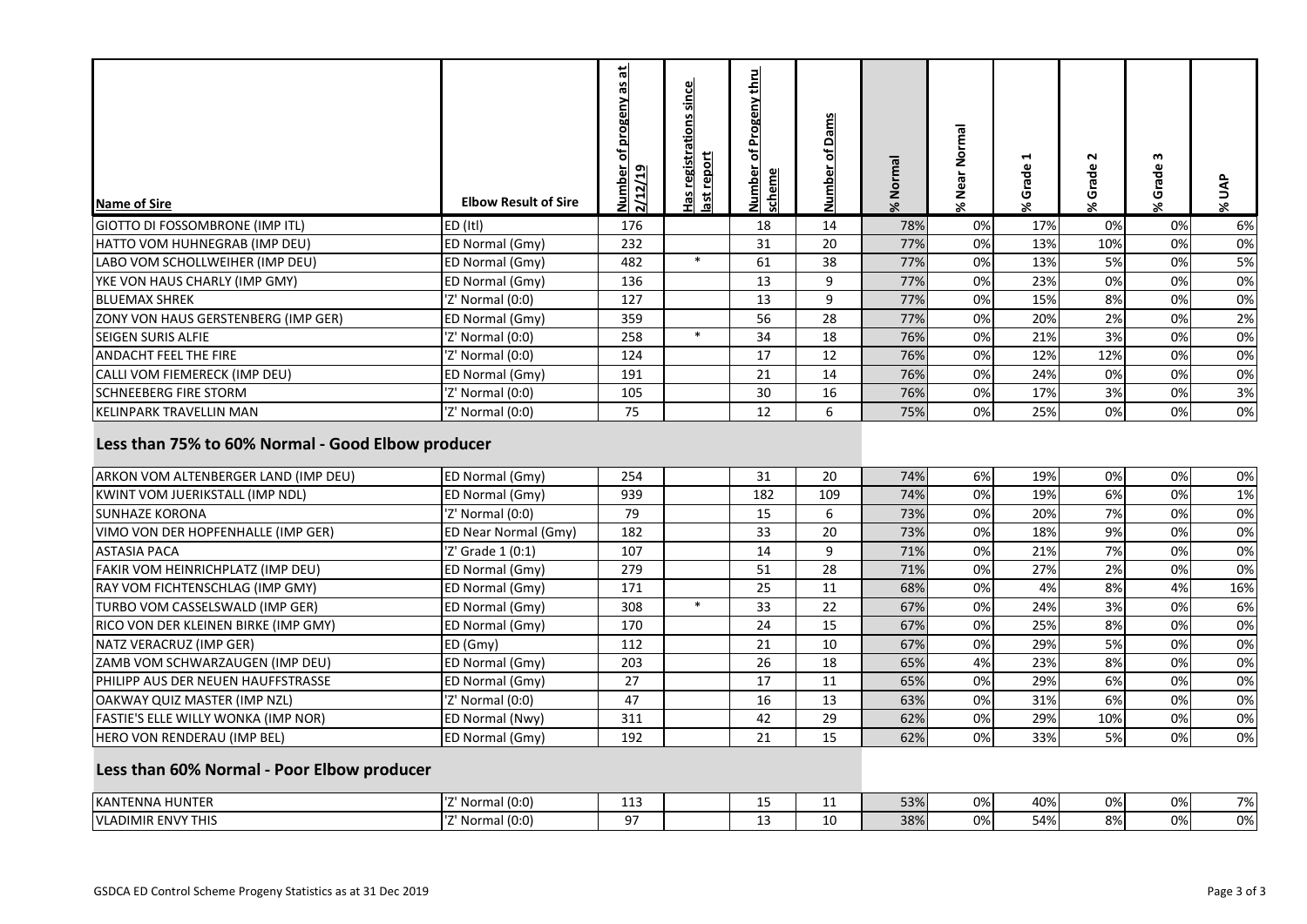| Name of Sire | Elbow Result of Sire | Number of progeny as at 2/12/19 | Has registrations since last report | Number of Progeny thru scheme | Number of Dams | % Normal | % Near Normal | % Grade 1 | % Grade 2 | % Grade 3 | % UAP |
|---|---|---|---|---|---|---|---|---|---|---|---|
| GIOTTO DI FOSSOMBRONE (IMP ITL) | ED (Itl) | 176 | | 18 | 14 | 78% | 0% | 17% | 0% | 0% | 6% |
| HATTO VOM HUHNEGRAB (IMP DEU) | ED Normal (Gmy) | 232 | | 31 | 20 | 77% | 0% | 13% | 10% | 0% | 0% |
| LABO VOM SCHOLLWEIHER (IMP DEU) | ED Normal (Gmy) | 482 | * | 61 | 38 | 77% | 0% | 13% | 5% | 0% | 5% |
| YKE VON HAUS CHARLY (IMP GMY) | ED Normal (Gmy) | 136 | | 13 | 9 | 77% | 0% | 23% | 0% | 0% | 0% |
| BLUEMAX SHREK | 'Z' Normal (0:0) | 127 | | 13 | 9 | 77% | 0% | 15% | 8% | 0% | 0% |
| ZONY VON HAUS GERSTENBERG (IMP GER) | ED Normal (Gmy) | 359 | | 56 | 28 | 77% | 0% | 20% | 2% | 0% | 2% |
| SEIGEN SURIS ALFIE | 'Z' Normal (0:0) | 258 | * | 34 | 18 | 76% | 0% | 21% | 3% | 0% | 0% |
| ANDACHT FEEL THE FIRE | 'Z' Normal (0:0) | 124 | | 17 | 12 | 76% | 0% | 12% | 12% | 0% | 0% |
| CALLI VOM FIEMERECK (IMP DEU) | ED Normal (Gmy) | 191 | | 21 | 14 | 76% | 0% | 24% | 0% | 0% | 0% |
| SCHNEEBERG FIRE STORM | 'Z' Normal (0:0) | 105 | | 30 | 16 | 76% | 0% | 17% | 3% | 0% | 3% |
| KELINPARK TRAVELLIN MAN | 'Z' Normal (0:0) | 75 | | 12 | 6 | 75% | 0% | 25% | 0% | 0% | 0% |
| **Less than 75% to 60% Normal - Good Elbow producer** | | | | | | | | | | | |
| ARKON VOM ALTENBERGER LAND (IMP DEU) | ED Normal (Gmy) | 254 | | 31 | 20 | 74% | 6% | 19% | 0% | 0% | 0% |
| KWINT VOM JUERIKSTALL (IMP NDL) | ED Normal (Gmy) | 939 | | 182 | 109 | 74% | 0% | 19% | 6% | 0% | 1% |
| SUNHAZE KORONA | 'Z' Normal (0:0) | 79 | | 15 | 6 | 73% | 0% | 20% | 7% | 0% | 0% |
| VIMO VON DER HOPFENHALLE (IMP GER) | ED Near Normal (Gmy) | 182 | | 33 | 20 | 73% | 0% | 18% | 9% | 0% | 0% |
| ASTASIA PACA | 'Z' Grade 1 (0:1) | 107 | | 14 | 9 | 71% | 0% | 21% | 7% | 0% | 0% |
| FAKIR VOM HEINRICHPLATZ (IMP DEU) | ED Normal (Gmy) | 279 | | 51 | 28 | 71% | 0% | 27% | 2% | 0% | 0% |
| RAY VOM FICHTENSCHLAG (IMP GMY) | ED Normal (Gmy) | 171 | | 25 | 11 | 68% | 0% | 4% | 8% | 4% | 16% |
| TURBO VOM CASSELSWALD (IMP GER) | ED Normal (Gmy) | 308 | * | 33 | 22 | 67% | 0% | 24% | 3% | 0% | 6% |
| RICO VON DER KLEINEN BIRKE (IMP GMY) | ED Normal (Gmy) | 170 | | 24 | 15 | 67% | 0% | 25% | 8% | 0% | 0% |
| NATZ VERACRUZ (IMP GER) | ED (Gmy) | 112 | | 21 | 10 | 67% | 0% | 29% | 5% | 0% | 0% |
| ZAMB VOM SCHWARZAUGEN (IMP DEU) | ED Normal (Gmy) | 203 | | 26 | 18 | 65% | 4% | 23% | 8% | 0% | 0% |
| PHILIPP AUS DER NEUEN HAUFFSTRASSE | ED Normal (Gmy) | 27 | | 17 | 11 | 65% | 0% | 29% | 6% | 0% | 0% |
| OAKWAY QUIZ MASTER (IMP NZL) | 'Z' Normal (0:0) | 47 | | 16 | 13 | 63% | 0% | 31% | 6% | 0% | 0% |
| FASTIE'S ELLE WILLY WONKA (IMP NOR) | ED Normal (Nwy) | 311 | | 42 | 29 | 62% | 0% | 29% | 10% | 0% | 0% |
| HERO VON RENDERAU (IMP BEL) | ED Normal (Gmy) | 192 | | 21 | 15 | 62% | 0% | 33% | 5% | 0% | 0% |
| **Less than 60% Normal - Poor Elbow producer** | | | | | | | | | | | |
| KANTENNA HUNTER | 'Z' Normal (0:0) | 113 | | 15 | 11 | 53% | 0% | 40% | 0% | 0% | 7% |
| VLADIMIR ENVY THIS | 'Z' Normal (0:0) | 97 | | 13 | 10 | 38% | 0% | 54% | 8% | 0% | 0% |

GSDCA ED Control Scheme Progeny Statistics as at 31 Dec 2019